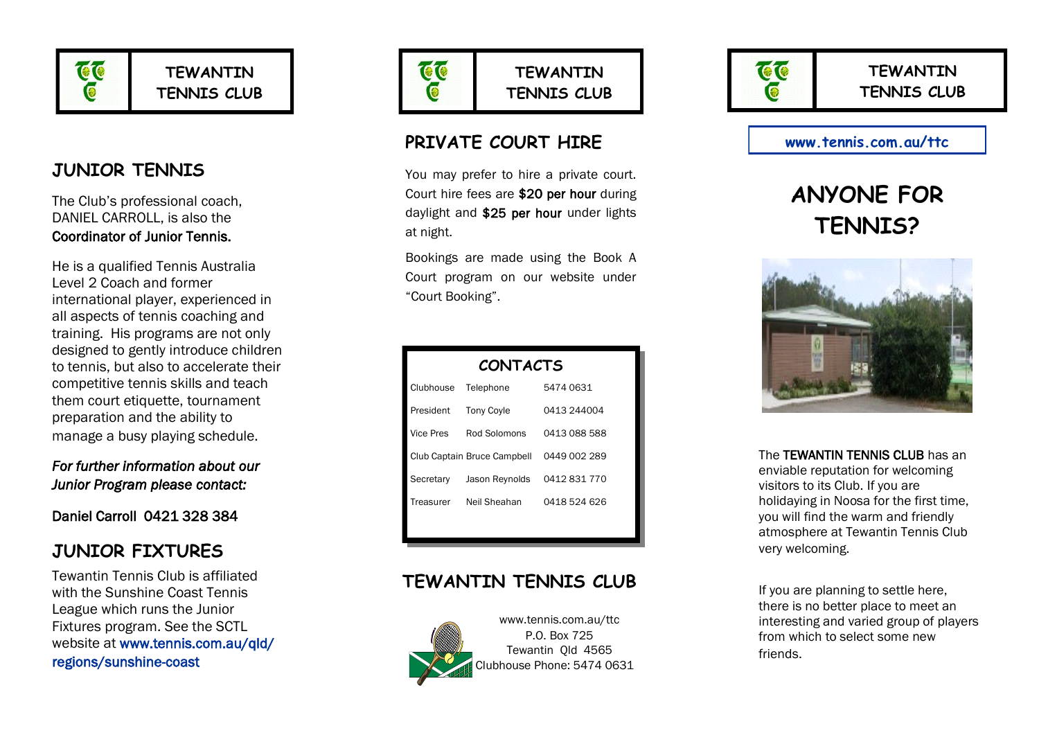TEWANTIN TENNIS CLUB

## JUNIOR TENNIS

The Club's professional coach, DANIEL CARROLL, is also the **Coordinator of Junior Tennis.**

He is a qualified Tennis Australia Level 2 Coach and former international player, experienced in all aspects of tennis coaching and training. His programs are not only designed to gently introduce children to tennis, but also to accelerate their competitive tennis skills and teach them court etiquette, tournament preparation and the ability to manage a busy playing schedule.

*For further information about our Junior Program please contact:*

Daniel Carroll 0421 328 384

## JUNIOR FIXTURES

Tewantin Tennis Club is affiliated with the Sunshine Coast Tennis League which runs the Junior Fixtures program. See the SCTL website at www.tennis.com.au/qld/regions/sunshine-coast

TEWANTIN TENNIS CLUB

## PRIVATE COURT HIRE

You may prefer to hire a private court. Court hire fees are **$20 per hour** during daylight and **$25 per hour** under lights at night.

Bookings are made using the Book A Court program on our website under "Court Booking".

### CONTACTS

| | | |
|---|---|---|
| Clubhouse | Telephone | 5474 0631 |
| President | Tony Coyle | 0413 244004 |
| Vice Pres | Rod Solomons | 0413 088 588 |
| Club Captain | Bruce Campbell | 0449 002 289 |
| Secretary | Jason Reynolds | 0412 831 770 |
| Treasurer | Neil Sheahan | 0418 524 626 |

## TEWANTIN TENNIS CLUB

www.tennis.com.au/ttc
P.O. Box 725
Tewantin Qld 4565
Clubhouse Phone: 5474 0631

TEWANTIN TENNIS CLUB

www.tennis.com.au/ttc

# ANYONE FOR TENNIS?

The **TEWANTIN TENNIS CLUB** has an enviable reputation for welcoming visitors to its Club. If you are holidaying in Noosa for the first time, you will find the warm and friendly atmosphere at Tewantin Tennis Club very welcoming.

If you are planning to settle here, there is no better place to meet an interesting and varied group of players from which to select some new friends.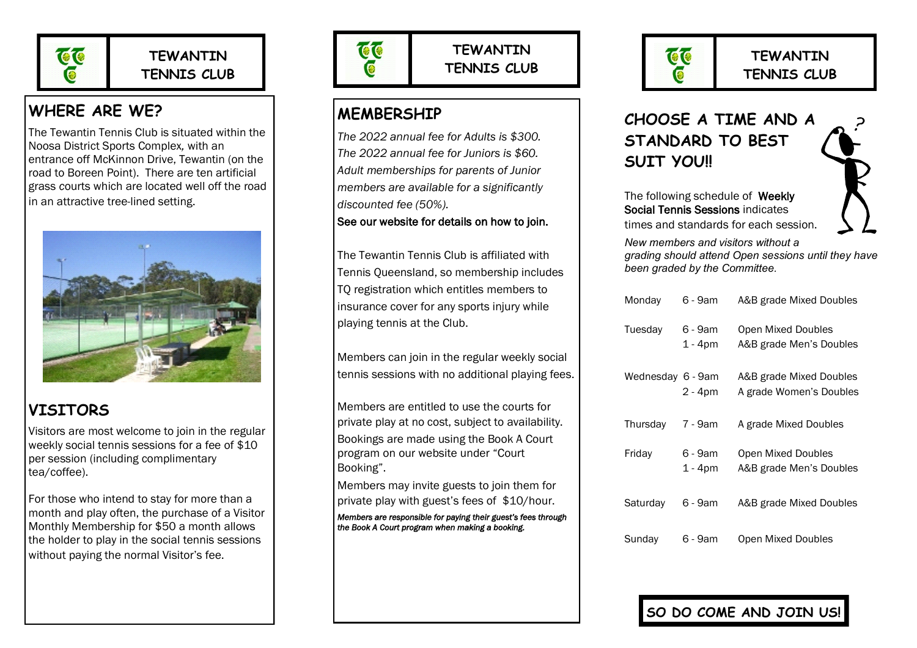# TEWANTIN TENNIS CLUB

## WHERE ARE WE?

The Tewantin Tennis Club is situated within the Noosa District Sports Complex, with an entrance off McKinnon Drive, Tewantin (on the road to Boreen Point). There are ten artificial grass courts which are located well off the road in an attractive tree-lined setting.

## VISITORS

Visitors are most welcome to join in the regular weekly social tennis sessions for a fee of $10 per session (including complimentary tea/coffee).

For those who intend to stay for more than a month and play often, the purchase of a Visitor Monthly Membership for $50 a month allows the holder to play in the social tennis sessions without paying the normal Visitor's fee.

# TEWANTIN TENNIS CLUB

## MEMBERSHIP

*The 2022 annual fee for Adults is $300.*
*The 2022 annual fee for Juniors is $60.*
*Adult memberships for parents of Junior members are available for a significantly discounted fee (50%).*

See our website for details on how to join.

The Tewantin Tennis Club is affiliated with Tennis Queensland, so membership includes TQ registration which entitles members to insurance cover for any sports injury while playing tennis at the Club.

Members can join in the regular weekly social tennis sessions with no additional playing fees.

Members are entitled to use the courts for private play at no cost, subject to availability. Bookings are made using the Book A Court program on our website under "Court Booking".

Members may invite guests to join them for private play with guest's fees of $10/hour.

***Members are responsible for paying their guest's fees through the Book A Court program when making a booking.***

# TEWANTIN TENNIS CLUB

## CHOOSE A TIME AND A STANDARD TO BEST SUIT YOU!!

The following schedule of **Weekly Social Tennis Sessions** indicates times and standards for each session.

*New members and visitors without a grading should attend Open sessions until they have been graded by the Committee.*

| | | |
|---|---|---|
| Monday | 6 - 9am | A&B grade Mixed Doubles |
| Tuesday | 6 - 9am | Open Mixed Doubles |
| | 1 - 4pm | A&B grade Men's Doubles |
| Wednesday | 6 - 9am | A&B grade Mixed Doubles |
| | 2 - 4pm | A grade Women's Doubles |
| Thursday | 7 - 9am | A grade Mixed Doubles |
| Friday | 6 - 9am | Open Mixed Doubles |
| | 1 - 4pm | A&B grade Men's Doubles |
| Saturday | 6 - 9am | A&B grade Mixed Doubles |
| Sunday | 6 - 9am | Open Mixed Doubles |

**SO DO COME AND JOIN US!**